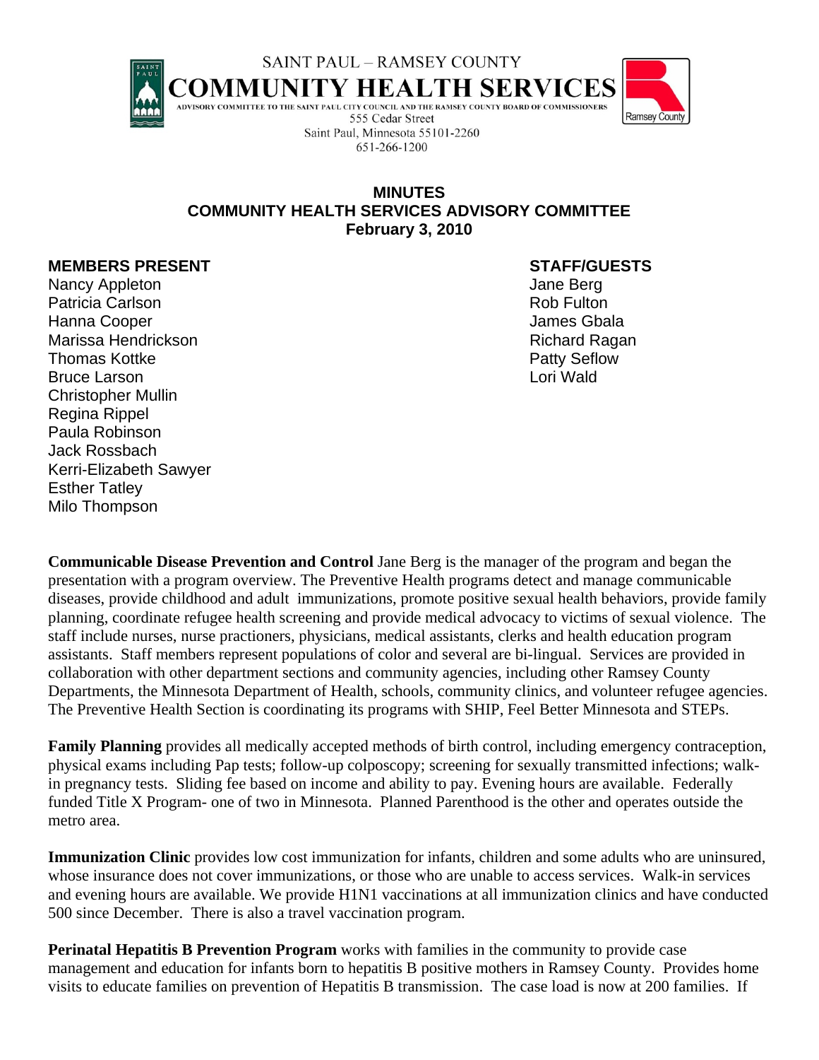SAINT PAUL – RAMSEY COUNTY

# COMMUNITY HEALTH SERVICES

ADVISORY COMMITTEE TO THE SAINT PAUL CITY COUNCIL AND THE RAMSEY COUNTY BOARD OF COMMISSIONERS

555 Cedar Street
Saint Paul, Minnesota 55101-2260
651-266-1200

## MINUTES
## COMMUNITY HEALTH SERVICES ADVISORY COMMITTEE
## February 3, 2010

**MEMBERS PRESENT**

Nancy Appleton
Patricia Carlson
Hanna Cooper
Marissa Hendrickson
Thomas Kottke
Bruce Larson
Christopher Mullin
Regina Rippel
Paula Robinson
Jack Rossbach
Kerri-Elizabeth Sawyer
Esther Tatley
Milo Thompson

**STAFF/GUESTS**

Jane Berg
Rob Fulton
James Gbala
Richard Ragan
Patty Seflow
Lori Wald

**Communicable Disease Prevention and Control** Jane Berg is the manager of the program and began the presentation with a program overview. The Preventive Health programs detect and manage communicable diseases, provide childhood and adult immunizations, promote positive sexual health behaviors, provide family planning, coordinate refugee health screening and provide medical advocacy to victims of sexual violence. The staff include nurses, nurse practioners, physicians, medical assistants, clerks and health education program assistants. Staff members represent populations of color and several are bi-lingual. Services are provided in collaboration with other department sections and community agencies, including other Ramsey County Departments, the Minnesota Department of Health, schools, community clinics, and volunteer refugee agencies. The Preventive Health Section is coordinating its programs with SHIP, Feel Better Minnesota and STEPs.

**Family Planning** provides all medically accepted methods of birth control, including emergency contraception, physical exams including Pap tests; follow-up colposcopy; screening for sexually transmitted infections; walk-in pregnancy tests. Sliding fee based on income and ability to pay. Evening hours are available. Federally funded Title X Program- one of two in Minnesota. Planned Parenthood is the other and operates outside the metro area.

**Immunization Clinic** provides low cost immunization for infants, children and some adults who are uninsured, whose insurance does not cover immunizations, or those who are unable to access services. Walk-in services and evening hours are available. We provide H1N1 vaccinations at all immunization clinics and have conducted 500 since December. There is also a travel vaccination program.

**Perinatal Hepatitis B Prevention Program** works with families in the community to provide case management and education for infants born to hepatitis B positive mothers in Ramsey County. Provides home visits to educate families on prevention of Hepatitis B transmission. The case load is now at 200 families. If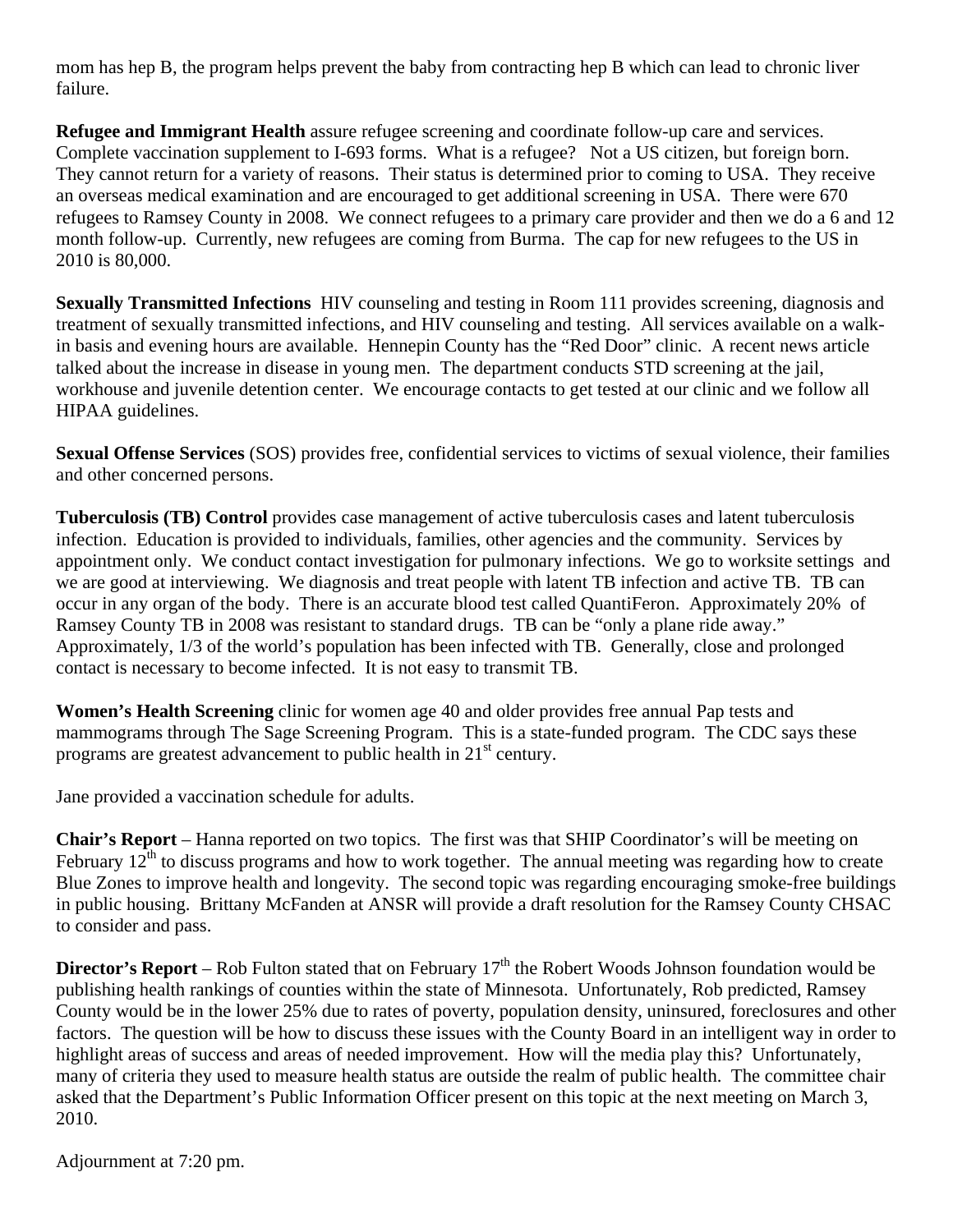mom has hep B, the program helps prevent the baby from contracting hep B which can lead to chronic liver failure.

**Refugee and Immigrant Health** assure refugee screening and coordinate follow-up care and services. Complete vaccination supplement to I-693 forms. What is a refugee? Not a US citizen, but foreign born. They cannot return for a variety of reasons. Their status is determined prior to coming to USA. They receive an overseas medical examination and are encouraged to get additional screening in USA. There were 670 refugees to Ramsey County in 2008. We connect refugees to a primary care provider and then we do a 6 and 12 month follow-up. Currently, new refugees are coming from Burma. The cap for new refugees to the US in 2010 is 80,000.

**Sexually Transmitted Infections** HIV counseling and testing in Room 111 provides screening, diagnosis and treatment of sexually transmitted infections, and HIV counseling and testing. All services available on a walk-in basis and evening hours are available. Hennepin County has the "Red Door" clinic. A recent news article talked about the increase in disease in young men. The department conducts STD screening at the jail, workhouse and juvenile detention center. We encourage contacts to get tested at our clinic and we follow all HIPAA guidelines.

**Sexual Offense Services** (SOS) provides free, confidential services to victims of sexual violence, their families and other concerned persons.

**Tuberculosis (TB) Control** provides case management of active tuberculosis cases and latent tuberculosis infection. Education is provided to individuals, families, other agencies and the community. Services by appointment only. We conduct contact investigation for pulmonary infections. We go to worksite settings and we are good at interviewing. We diagnosis and treat people with latent TB infection and active TB. TB can occur in any organ of the body. There is an accurate blood test called QuantiFeron. Approximately 20% of Ramsey County TB in 2008 was resistant to standard drugs. TB can be "only a plane ride away." Approximately, 1/3 of the world's population has been infected with TB. Generally, close and prolonged contact is necessary to become infected. It is not easy to transmit TB.

**Women's Health Screening** clinic for women age 40 and older provides free annual Pap tests and mammograms through The Sage Screening Program. This is a state-funded program. The CDC says these programs are greatest advancement to public health in 21st century.

Jane provided a vaccination schedule for adults.

**Chair's Report** – Hanna reported on two topics. The first was that SHIP Coordinator's will be meeting on February 12th to discuss programs and how to work together. The annual meeting was regarding how to create Blue Zones to improve health and longevity. The second topic was regarding encouraging smoke-free buildings in public housing. Brittany McFanden at ANSR will provide a draft resolution for the Ramsey County CHSAC to consider and pass.

**Director's Report** – Rob Fulton stated that on February 17th the Robert Woods Johnson foundation would be publishing health rankings of counties within the state of Minnesota. Unfortunately, Rob predicted, Ramsey County would be in the lower 25% due to rates of poverty, population density, uninsured, foreclosures and other factors. The question will be how to discuss these issues with the County Board in an intelligent way in order to highlight areas of success and areas of needed improvement. How will the media play this? Unfortunately, many of criteria they used to measure health status are outside the realm of public health. The committee chair asked that the Department's Public Information Officer present on this topic at the next meeting on March 3, 2010.

Adjournment at 7:20 pm.